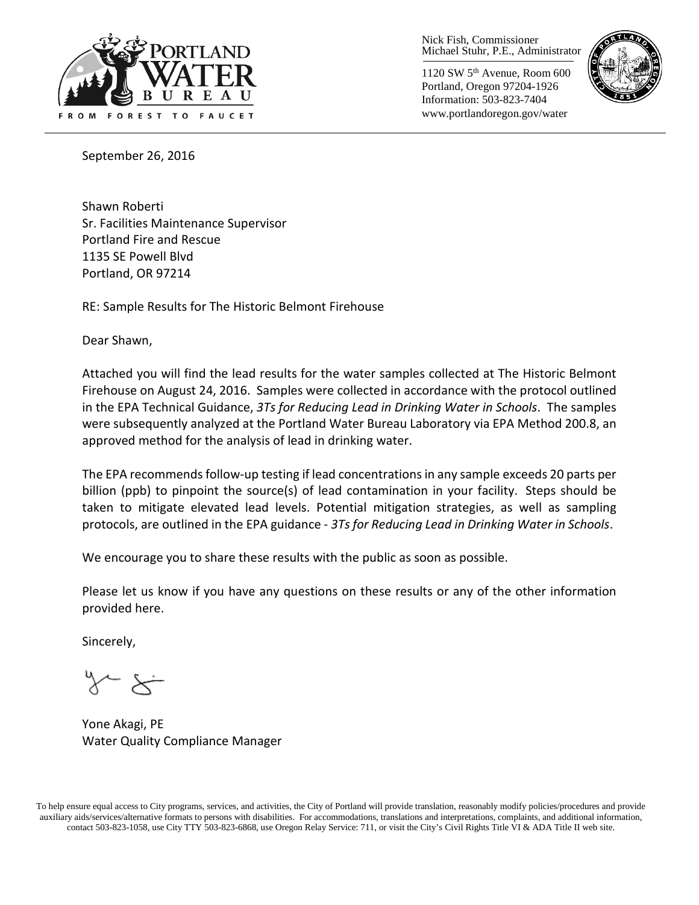PORTLAND WATER BUREAU
FROM FOREST TO FAUCET

Nick Fish, Commissioner
Michael Stuhr, P.E., Administrator

1120 SW 5th Avenue, Room 600
Portland, Oregon 97204-1926
Information: 503-823-7404
www.portlandoregon.gov/water

September 26, 2016

Shawn Roberti
Sr. Facilities Maintenance Supervisor
Portland Fire and Rescue
1135 SE Powell Blvd
Portland, OR 97214

RE: Sample Results for The Historic Belmont Firehouse

Dear Shawn,

Attached you will find the lead results for the water samples collected at The Historic Belmont Firehouse on August 24, 2016. Samples were collected in accordance with the protocol outlined in the EPA Technical Guidance, *3Ts for Reducing Lead in Drinking Water in Schools*. The samples were subsequently analyzed at the Portland Water Bureau Laboratory via EPA Method 200.8, an approved method for the analysis of lead in drinking water.

The EPA recommends follow-up testing if lead concentrations in any sample exceeds 20 parts per billion (ppb) to pinpoint the source(s) of lead contamination in your facility. Steps should be taken to mitigate elevated lead levels. Potential mitigation strategies, as well as sampling protocols, are outlined in the EPA guidance - *3Ts for Reducing Lead in Drinking Water in Schools*.

We encourage you to share these results with the public as soon as possible.

Please let us know if you have any questions on these results or any of the other information provided here.

Sincerely,

Yone Akagi, PE
Water Quality Compliance Manager

To help ensure equal access to City programs, services, and activities, the City of Portland will provide translation, reasonably modify policies/procedures and provide auxiliary aids/services/alternative formats to persons with disabilities. For accommodations, translations and interpretations, complaints, and additional information, contact 503-823-1058, use City TTY 503-823-6868, use Oregon Relay Service: 711, or visit the City's Civil Rights Title VI & ADA Title II web site.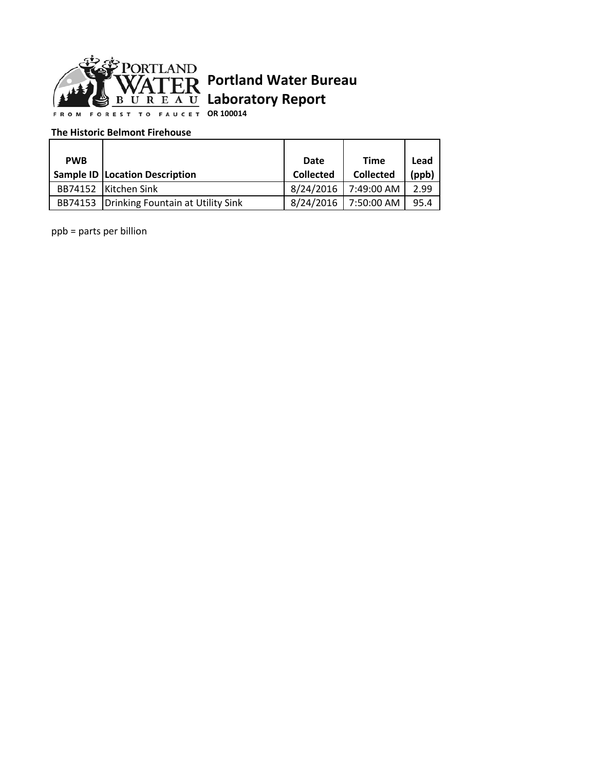PORTLAND WATER BUREAU

FROM FOREST TO FAUCET

# Portland Water Bureau
# Laboratory Report

**OR 100014**

**The Historic Belmont Firehouse**

| PWB Sample ID | Location Description | Date Collected | Time Collected | Lead (ppb) |
|---|---|---|---|---|
| BB74152 | Kitchen Sink | 8/24/2016 | 7:49:00 AM | 2.99 |
| BB74153 | Drinking Fountain at Utility Sink | 8/24/2016 | 7:50:00 AM | 95.4 |

ppb = parts per billion